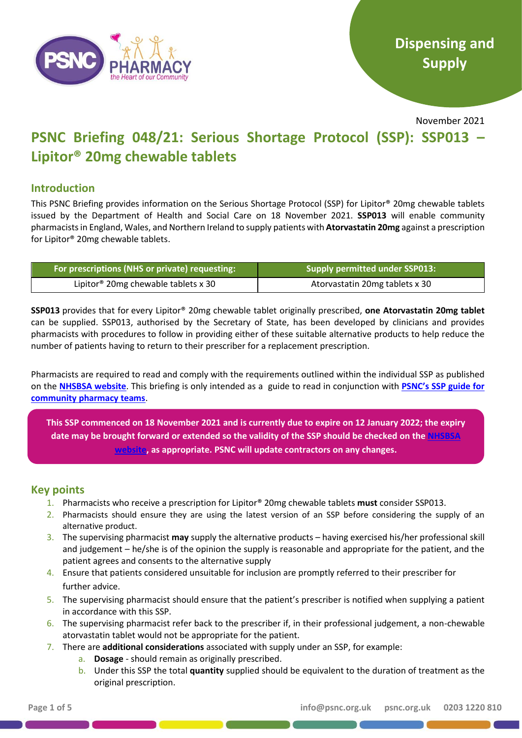Dispensing and Supply

November 2021

# PSNC Briefing 048/21: Serious Shortage Protocol (SSP): SSP013 – Lipitor® 20mg chewable tablets

## Introduction

This PSNC Briefing provides information on the Serious Shortage Protocol (SSP) for Lipitor® 20mg chewable tablets issued by the Department of Health and Social Care on 18 November 2021. **SSP013** will enable community pharmacists in England, Wales, and Northern Ireland to supply patients with **Atorvastatin 20mg** against a prescription for Lipitor® 20mg chewable tablets.

| For prescriptions (NHS or private) requesting: | Supply permitted under SSP013: |
| --- | --- |
| Lipitor® 20mg chewable tablets x 30 | Atorvastatin 20mg tablets x 30 |

**SSP013** provides that for every Lipitor® 20mg chewable tablet originally prescribed, **one Atorvastatin 20mg tablet** can be supplied. SSP013, authorised by the Secretary of State, has been developed by clinicians and provides pharmacists with procedures to follow in providing either of these suitable alternative products to help reduce the number of patients having to return to their prescriber for a replacement prescription.

Pharmacists are required to read and comply with the requirements outlined within the individual SSP as published on the **NHSBSA website**. This briefing is only intended as a guide to read in conjunction with **PSNC's SSP guide for community pharmacy teams**.

**This SSP commenced on 18 November 2021 and is currently due to expire on 12 January 2022; the expiry date may be brought forward or extended so the validity of the SSP should be checked on the NHSBSA website, as appropriate. PSNC will update contractors on any changes.**

## Key points

1. Pharmacists who receive a prescription for Lipitor® 20mg chewable tablets **must** consider SSP013.
2. Pharmacists should ensure they are using the latest version of an SSP before considering the supply of an alternative product.
3. The supervising pharmacist **may** supply the alternative products – having exercised his/her professional skill and judgement – he/she is of the opinion the supply is reasonable and appropriate for the patient, and the patient agrees and consents to the alternative supply
4. Ensure that patients considered unsuitable for inclusion are promptly referred to their prescriber for further advice.
5. The supervising pharmacist should ensure that the patient's prescriber is notified when supplying a patient in accordance with this SSP.
6. The supervising pharmacist refer back to the prescriber if, in their professional judgement, a non-chewable atorvastatin tablet would not be appropriate for the patient.
7. There are **additional considerations** associated with supply under an SSP, for example:
   a. **Dosage** - should remain as originally prescribed.
   b. Under this SSP the total **quantity** supplied should be equivalent to the duration of treatment as the original prescription.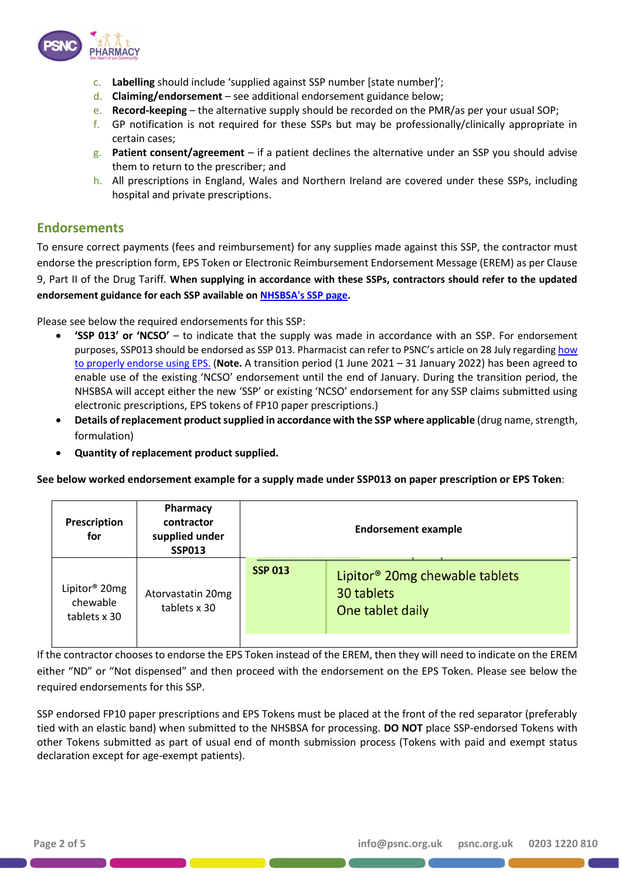c. **Labelling** should include 'supplied against SSP number [state number]';
d. **Claiming/endorsement** – see additional endorsement guidance below;
e. **Record-keeping** – the alternative supply should be recorded on the PMR/as per your usual SOP;
f. GP notification is not required for these SSPs but may be professionally/clinically appropriate in certain cases;
g. **Patient consent/agreement** – if a patient declines the alternative under an SSP you should advise them to return to the prescriber; and
h. All prescriptions in England, Wales and Northern Ireland are covered under these SSPs, including hospital and private prescriptions.

## Endorsements

To ensure correct payments (fees and reimbursement) for any supplies made against this SSP, the contractor must endorse the prescription form, EPS Token or Electronic Reimbursement Endorsement Message (EREM) as per Clause 9, Part II of the Drug Tariff. **When supplying in accordance with these SSPs, contractors should refer to the updated endorsement guidance for each SSP available on NHSBSA's SSP page.**

Please see below the required endorsements for this SSP:

- **'SSP 013' or 'NCSO'** – to indicate that the supply was made in accordance with an SSP. For endorsement purposes, SSP013 should be endorsed as SSP 013. Pharmacist can refer to PSNC's article on 28 July regarding how to properly endorse using EPS. (**Note.** A transition period (1 June 2021 – 31 January 2022) has been agreed to enable use of the existing 'NCSO' endorsement until the end of January. During the transition period, the NHSBSA will accept either the new 'SSP' or existing 'NCSO' endorsement for any SSP claims submitted using electronic prescriptions, EPS tokens of FP10 paper prescriptions.)
- **Details of replacement product supplied in accordance with the SSP where applicable** (drug name, strength, formulation)
- **Quantity of replacement product supplied.**

**See below worked endorsement example for a supply made under SSP013 on paper prescription or EPS Token**:

| Prescription for | Pharmacy contractor supplied under SSP013 | Endorsement example | |
|---|---|---|---|
| Lipitor® 20mg chewable tablets x 30 | Atorvastatin 20mg tablets x 30 | **SSP 013** | Lipitor® 20mg chewable tablets<br>30 tablets<br>One tablet daily |

If the contractor chooses to endorse the EPS Token instead of the EREM, then they will need to indicate on the EREM either "ND" or "Not dispensed" and then proceed with the endorsement on the EPS Token. Please see below the required endorsements for this SSP.

SSP endorsed FP10 paper prescriptions and EPS Tokens must be placed at the front of the red separator (preferably tied with an elastic band) when submitted to the NHSBSA for processing. **DO NOT** place SSP-endorsed Tokens with other Tokens submitted as part of usual end of month submission process (Tokens with paid and exempt status declaration except for age-exempt patients).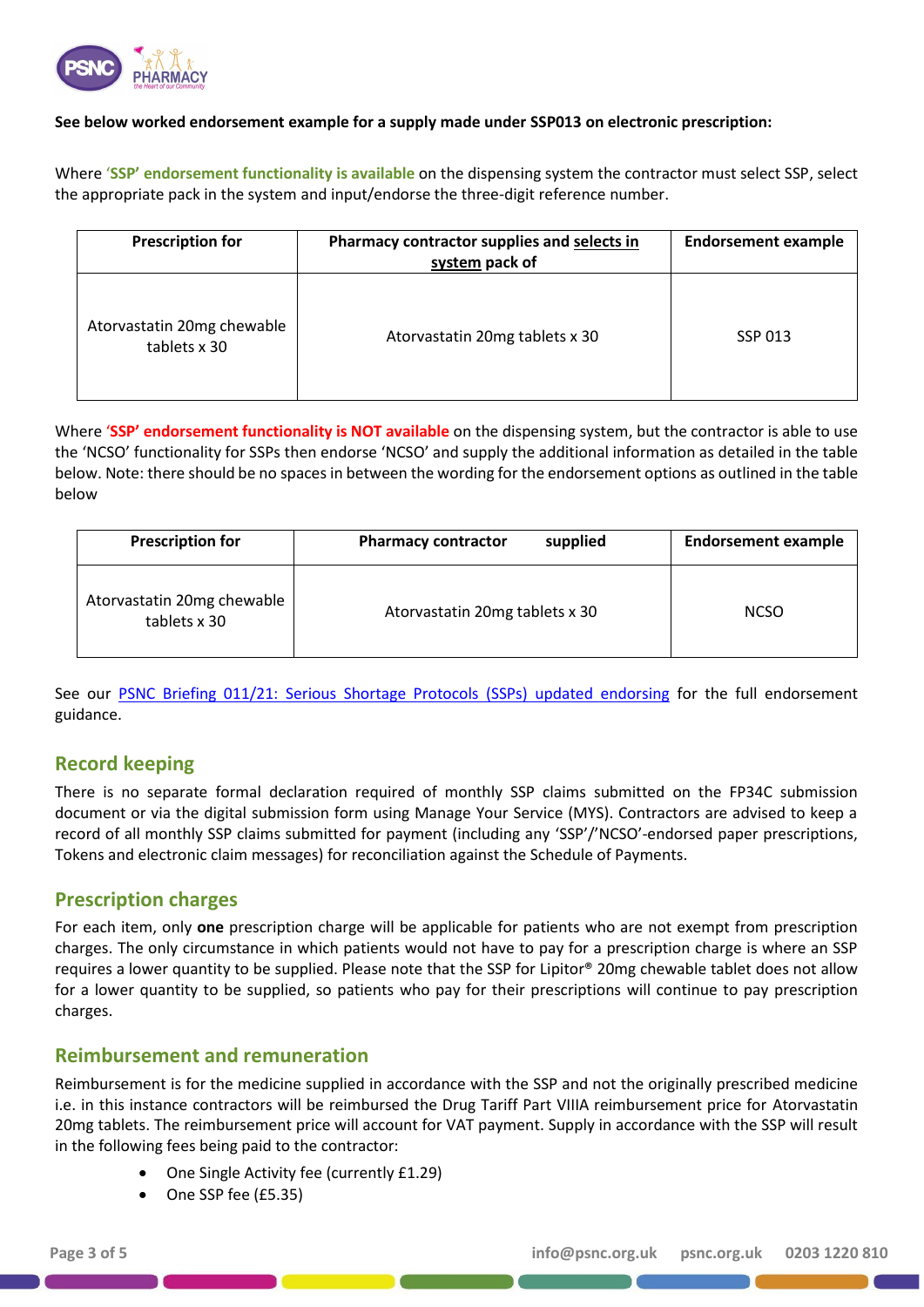**See below worked endorsement example for a supply made under SSP013 on electronic prescription:**

Where '**SSP' endorsement functionality is available** on the dispensing system the contractor must select SSP, select the appropriate pack in the system and input/endorse the three-digit reference number.

| Prescription for | Pharmacy contractor supplies and selects in system pack of | Endorsement example |
|---|---|---|
| Atorvastatin 20mg chewable tablets x 30 | Atorvastatin 20mg tablets x 30 | SSP 013 |

Where '**SSP' endorsement functionality is NOT available** on the dispensing system, but the contractor is able to use the 'NCSO' functionality for SSPs then endorse 'NCSO' and supply the additional information as detailed in the table below. Note: there should be no spaces in between the wording for the endorsement options as outlined in the table below

| Prescription for | Pharmacy contractor supplied | Endorsement example |
|---|---|---|
| Atorvastatin 20mg chewable tablets x 30 | Atorvastatin 20mg tablets x 30 | NCSO |

See our PSNC Briefing 011/21: Serious Shortage Protocols (SSPs) updated endorsing for the full endorsement guidance.

## Record keeping

There is no separate formal declaration required of monthly SSP claims submitted on the FP34C submission document or via the digital submission form using Manage Your Service (MYS). Contractors are advised to keep a record of all monthly SSP claims submitted for payment (including any 'SSP'/'NCSO'-endorsed paper prescriptions, Tokens and electronic claim messages) for reconciliation against the Schedule of Payments.

## Prescription charges

For each item, only **one** prescription charge will be applicable for patients who are not exempt from prescription charges. The only circumstance in which patients would not have to pay for a prescription charge is where an SSP requires a lower quantity to be supplied. Please note that the SSP for Lipitor® 20mg chewable tablet does not allow for a lower quantity to be supplied, so patients who pay for their prescriptions will continue to pay prescription charges.

## Reimbursement and remuneration

Reimbursement is for the medicine supplied in accordance with the SSP and not the originally prescribed medicine i.e. in this instance contractors will be reimbursed the Drug Tariff Part VIIIA reimbursement price for Atorvastatin 20mg tablets. The reimbursement price will account for VAT payment. Supply in accordance with the SSP will result in the following fees being paid to the contractor:

- One Single Activity fee (currently £1.29)
- One SSP fee (£5.35)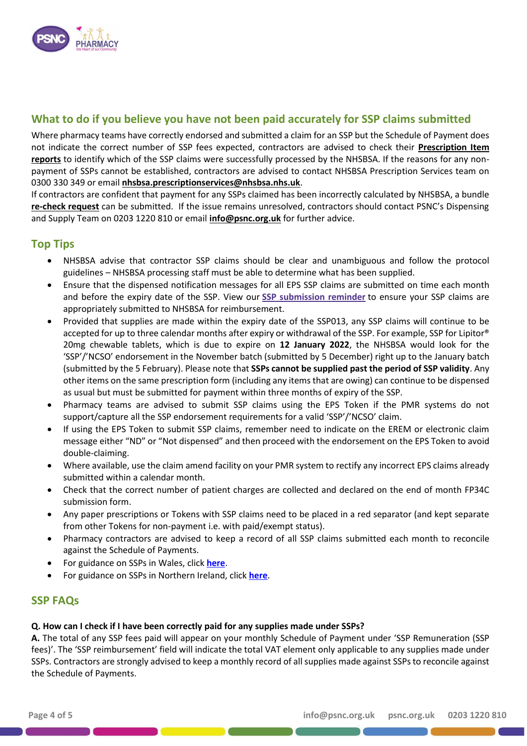## What to do if you believe you have not been paid accurately for SSP claims submitted

Where pharmacy teams have correctly endorsed and submitted a claim for an SSP but the Schedule of Payment does not indicate the correct number of SSP fees expected, contractors are advised to check their **Prescription Item reports** to identify which of the SSP claims were successfully processed by the NHSBSA. If the reasons for any non-payment of SSPs cannot be established, contractors are advised to contact NHSBSA Prescription Services team on 0300 330 349 or email **nhsbsa.prescriptionservices@nhsbsa.nhs.uk**.

If contractors are confident that payment for any SSPs claimed has been incorrectly calculated by NHSBSA, a bundle **re-check request** can be submitted. If the issue remains unresolved, contractors should contact PSNC's Dispensing and Supply Team on 0203 1220 810 or email **info@psnc.org.uk** for further advice.

## Top Tips

- NHSBSA advise that contractor SSP claims should be clear and unambiguous and follow the protocol guidelines – NHSBSA processing staff must be able to determine what has been supplied.
- Ensure that the dispensed notification messages for all EPS SSP claims are submitted on time each month and before the expiry date of the SSP. View our **SSP submission reminder** to ensure your SSP claims are appropriately submitted to NHSBSA for reimbursement.
- Provided that supplies are made within the expiry date of the SSP013, any SSP claims will continue to be accepted for up to three calendar months after expiry or withdrawal of the SSP. For example, SSP for Lipitor® 20mg chewable tablets, which is due to expire on **12 January 2022**, the NHSBSA would look for the 'SSP'/'NCSO' endorsement in the November batch (submitted by 5 December) right up to the January batch (submitted by the 5 February). Please note that **SSPs cannot be supplied past the period of SSP validity**. Any other items on the same prescription form (including any items that are owing) can continue to be dispensed as usual but must be submitted for payment within three months of expiry of the SSP.
- Pharmacy teams are advised to submit SSP claims using the EPS Token if the PMR systems do not support/capture all the SSP endorsement requirements for a valid 'SSP'/'NCSO' claim.
- If using the EPS Token to submit SSP claims, remember need to indicate on the EREM or electronic claim message either "ND" or "Not dispensed" and then proceed with the endorsement on the EPS Token to avoid double-claiming.
- Where available, use the claim amend facility on your PMR system to rectify any incorrect EPS claims already submitted within a calendar month.
- Check that the correct number of patient charges are collected and declared on the end of month FP34C submission form.
- Any paper prescriptions or Tokens with SSP claims need to be placed in a red separator (and kept separate from other Tokens for non-payment i.e. with paid/exempt status).
- Pharmacy contractors are advised to keep a record of all SSP claims submitted each month to reconcile against the Schedule of Payments.
- For guidance on SSPs in Wales, click **here**.
- For guidance on SSPs in Northern Ireland, click **here**.

## SSP FAQs

**Q. How can I check if I have been correctly paid for any supplies made under SSPs?**

**A.** The total of any SSP fees paid will appear on your monthly Schedule of Payment under 'SSP Remuneration (SSP fees)'. The 'SSP reimbursement' field will indicate the total VAT element only applicable to any supplies made under SSPs. Contractors are strongly advised to keep a monthly record of all supplies made against SSPs to reconcile against the Schedule of Payments.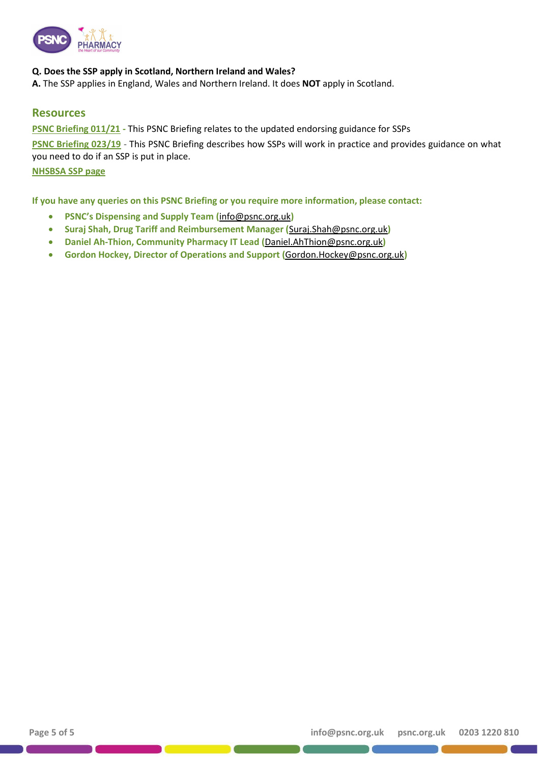**Q. Does the SSP apply in Scotland, Northern Ireland and Wales?**
**A.** The SSP applies in England, Wales and Northern Ireland. It does **NOT** apply in Scotland.

## Resources

**PSNC Briefing 011/21** - This PSNC Briefing relates to the updated endorsing guidance for SSPs

**PSNC Briefing 023/19** - This PSNC Briefing describes how SSPs will work in practice and provides guidance on what you need to do if an SSP is put in place.

**NHSBSA SSP page**

**If you have any queries on this PSNC Briefing or you require more information, please contact:**

- **PSNC's Dispensing and Supply Team (**info@psnc.org.uk**)**
- **Suraj Shah, Drug Tariff and Reimbursement Manager (**Suraj.Shah@psnc.org.uk**)**
- **Daniel Ah-Thion, Community Pharmacy IT Lead (**Daniel.AhThion@psnc.org.uk**)**
- **Gordon Hockey, Director of Operations and Support (**Gordon.Hockey@psnc.org.uk**)**